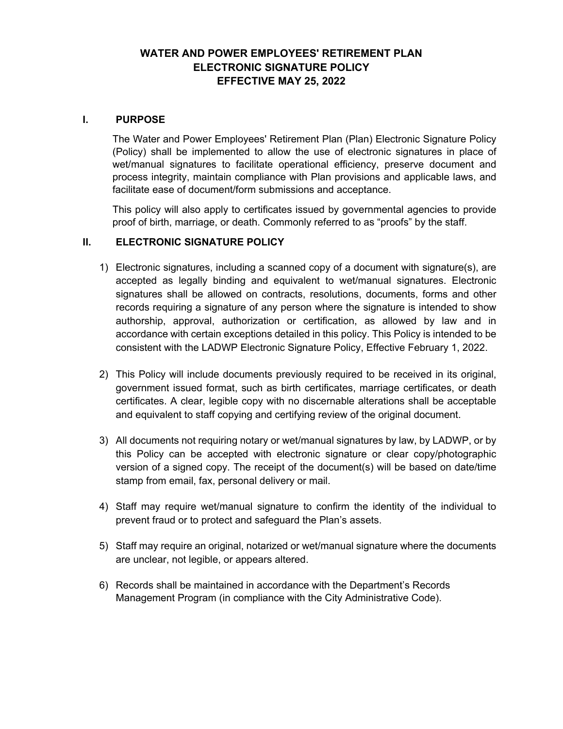# WATER AND POWER EMPLOYEES' RETIREMENT PLAN
# ELECTRONIC SIGNATURE POLICY
# EFFECTIVE MAY 25, 2022

## I. PURPOSE

The Water and Power Employees' Retirement Plan (Plan) Electronic Signature Policy (Policy) shall be implemented to allow the use of electronic signatures in place of wet/manual signatures to facilitate operational efficiency, preserve document and process integrity, maintain compliance with Plan provisions and applicable laws, and facilitate ease of document/form submissions and acceptance.

This policy will also apply to certificates issued by governmental agencies to provide proof of birth, marriage, or death. Commonly referred to as "proofs" by the staff.

## II. ELECTRONIC SIGNATURE POLICY

1) Electronic signatures, including a scanned copy of a document with signature(s), are accepted as legally binding and equivalent to wet/manual signatures. Electronic signatures shall be allowed on contracts, resolutions, documents, forms and other records requiring a signature of any person where the signature is intended to show authorship, approval, authorization or certification, as allowed by law and in accordance with certain exceptions detailed in this policy. This Policy is intended to be consistent with the LADWP Electronic Signature Policy, Effective February 1, 2022.

2) This Policy will include documents previously required to be received in its original, government issued format, such as birth certificates, marriage certificates, or death certificates. A clear, legible copy with no discernable alterations shall be acceptable and equivalent to staff copying and certifying review of the original document.

3) All documents not requiring notary or wet/manual signatures by law, by LADWP, or by this Policy can be accepted with electronic signature or clear copy/photographic version of a signed copy. The receipt of the document(s) will be based on date/time stamp from email, fax, personal delivery or mail.

4) Staff may require wet/manual signature to confirm the identity of the individual to prevent fraud or to protect and safeguard the Plan's assets.

5) Staff may require an original, notarized or wet/manual signature where the documents are unclear, not legible, or appears altered.

6) Records shall be maintained in accordance with the Department's Records Management Program (in compliance with the City Administrative Code).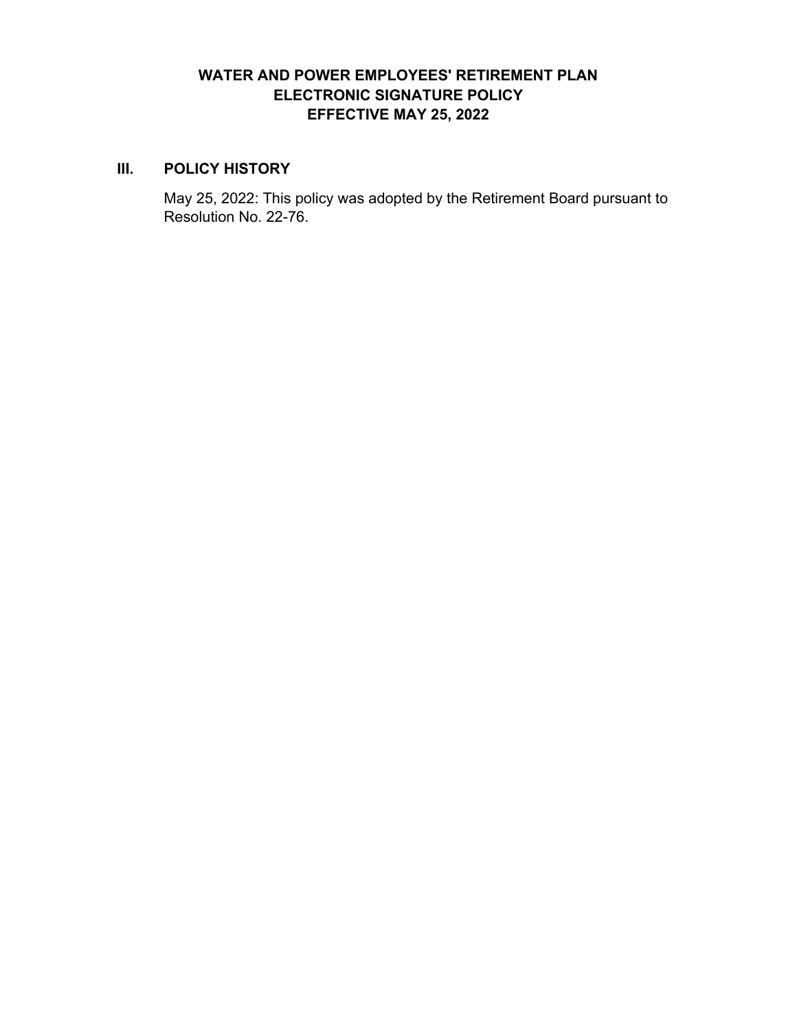**WATER AND POWER EMPLOYEES' RETIREMENT PLAN**
**ELECTRONIC SIGNATURE POLICY**
**EFFECTIVE MAY 25, 2022**

## III. POLICY HISTORY

May 25, 2022: This policy was adopted by the Retirement Board pursuant to Resolution No. 22-76.